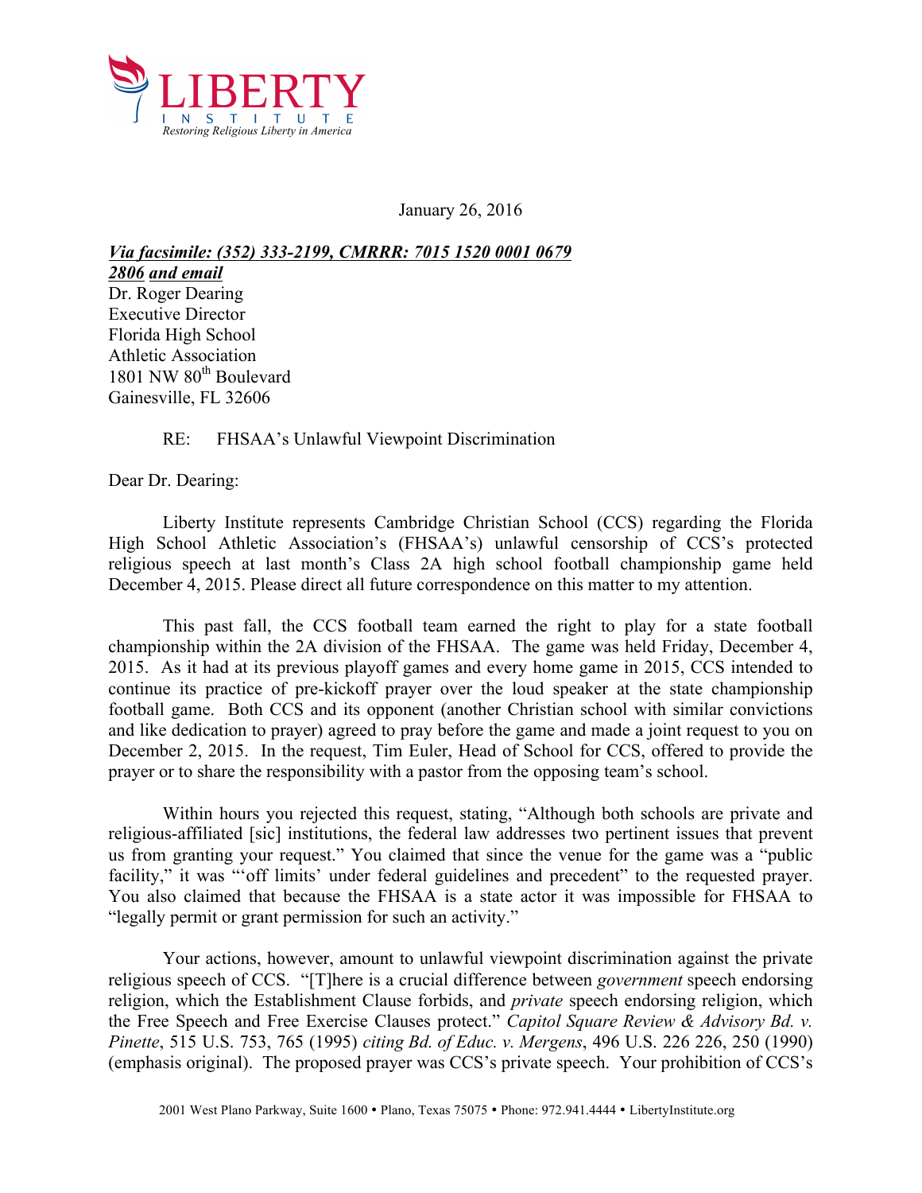LIBERTY INSTITUTE

*Restoring Religious Liberty in America*

January 26, 2016

***<u>Via facsimile: (352) 333-2199, CMRRR: 7015 1520 0001 0679 2806</u> <u>and email</u>***

Dr. Roger Dearing
Executive Director
Florida High School
Athletic Association
1801 NW 80th Boulevard
Gainesville, FL 32606

RE: FHSAA's Unlawful Viewpoint Discrimination

Dear Dr. Dearing:

Liberty Institute represents Cambridge Christian School (CCS) regarding the Florida High School Athletic Association's (FHSAA's) unlawful censorship of CCS's protected religious speech at last month's Class 2A high school football championship game held December 4, 2015. Please direct all future correspondence on this matter to my attention.

This past fall, the CCS football team earned the right to play for a state football championship within the 2A division of the FHSAA. The game was held Friday, December 4, 2015. As it had at its previous playoff games and every home game in 2015, CCS intended to continue its practice of pre-kickoff prayer over the loud speaker at the state championship football game. Both CCS and its opponent (another Christian school with similar convictions and like dedication to prayer) agreed to pray before the game and made a joint request to you on December 2, 2015. In the request, Tim Euler, Head of School for CCS, offered to provide the prayer or to share the responsibility with a pastor from the opposing team's school.

Within hours you rejected this request, stating, "Although both schools are private and religious-affiliated [sic] institutions, the federal law addresses two pertinent issues that prevent us from granting your request." You claimed that since the venue for the game was a "public facility," it was "'off limits' under federal guidelines and precedent" to the requested prayer. You also claimed that because the FHSAA is a state actor it was impossible for FHSAA to "legally permit or grant permission for such an activity."

Your actions, however, amount to unlawful viewpoint discrimination against the private religious speech of CCS. "[T]here is a crucial difference between *government* speech endorsing religion, which the Establishment Clause forbids, and *private* speech endorsing religion, which the Free Speech and Free Exercise Clauses protect." *Capitol Square Review & Advisory Bd. v. Pinette*, 515 U.S. 753, 765 (1995) *citing Bd. of Educ. v. Mergens*, 496 U.S. 226 226, 250 (1990) (emphasis original). The proposed prayer was CCS's private speech. Your prohibition of CCS's

2001 West Plano Parkway, Suite 1600 • Plano, Texas 75075 • Phone: 972.941.4444 • LibertyInstitute.org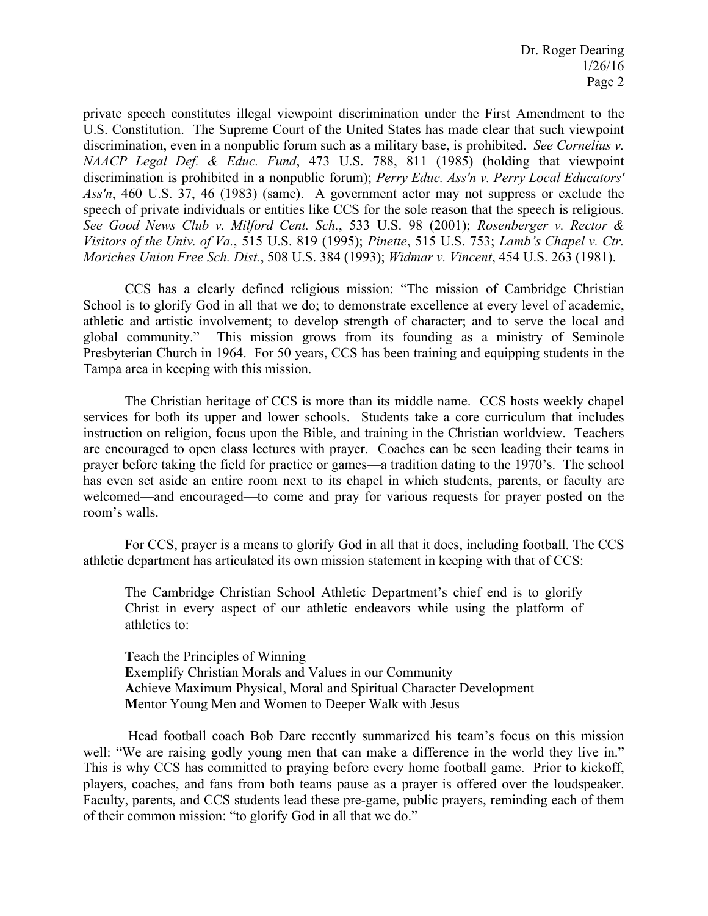private speech constitutes illegal viewpoint discrimination under the First Amendment to the U.S. Constitution. The Supreme Court of the United States has made clear that such viewpoint discrimination, even in a nonpublic forum such as a military base, is prohibited. *See Cornelius v. NAACP Legal Def. & Educ. Fund*, 473 U.S. 788, 811 (1985) (holding that viewpoint discrimination is prohibited in a nonpublic forum); *Perry Educ. Ass'n v. Perry Local Educators' Ass'n*, 460 U.S. 37, 46 (1983) (same). A government actor may not suppress or exclude the speech of private individuals or entities like CCS for the sole reason that the speech is religious. *See Good News Club v. Milford Cent. Sch.*, 533 U.S. 98 (2001); *Rosenberger v. Rector & Visitors of the Univ. of Va.*, 515 U.S. 819 (1995); *Pinette*, 515 U.S. 753; *Lamb's Chapel v. Ctr. Moriches Union Free Sch. Dist.*, 508 U.S. 384 (1993); *Widmar v. Vincent*, 454 U.S. 263 (1981).

CCS has a clearly defined religious mission: "The mission of Cambridge Christian School is to glorify God in all that we do; to demonstrate excellence at every level of academic, athletic and artistic involvement; to develop strength of character; and to serve the local and global community." This mission grows from its founding as a ministry of Seminole Presbyterian Church in 1964. For 50 years, CCS has been training and equipping students in the Tampa area in keeping with this mission.

The Christian heritage of CCS is more than its middle name. CCS hosts weekly chapel services for both its upper and lower schools. Students take a core curriculum that includes instruction on religion, focus upon the Bible, and training in the Christian worldview. Teachers are encouraged to open class lectures with prayer. Coaches can be seen leading their teams in prayer before taking the field for practice or games—a tradition dating to the 1970's. The school has even set aside an entire room next to its chapel in which students, parents, or faculty are welcomed—and encouraged—to come and pray for various requests for prayer posted on the room's walls.

For CCS, prayer is a means to glorify God in all that it does, including football. The CCS athletic department has articulated its own mission statement in keeping with that of CCS:

> The Cambridge Christian School Athletic Department's chief end is to glorify Christ in every aspect of our athletic endeavors while using the platform of athletics to:
>
> **T**each the Principles of Winning
> **E**xemplify Christian Morals and Values in our Community
> **A**chieve Maximum Physical, Moral and Spiritual Character Development
> **M**entor Young Men and Women to Deeper Walk with Jesus

Head football coach Bob Dare recently summarized his team's focus on this mission well: "We are raising godly young men that can make a difference in the world they live in." This is why CCS has committed to praying before every home football game. Prior to kickoff, players, coaches, and fans from both teams pause as a prayer is offered over the loudspeaker. Faculty, parents, and CCS students lead these pre-game, public prayers, reminding each of them of their common mission: "to glorify God in all that we do."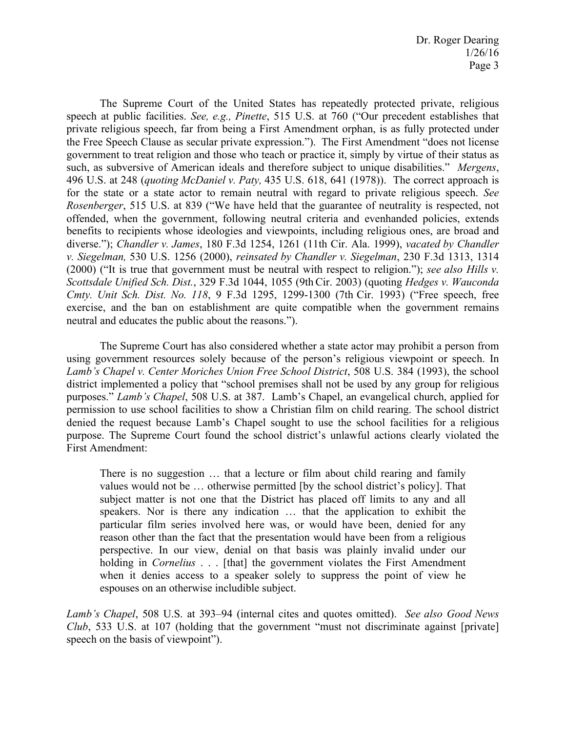The Supreme Court of the United States has repeatedly protected private, religious speech at public facilities. *See, e.g., Pinette*, 515 U.S. at 760 ("Our precedent establishes that private religious speech, far from being a First Amendment orphan, is as fully protected under the Free Speech Clause as secular private expression."). The First Amendment "does not license government to treat religion and those who teach or practice it, simply by virtue of their status as such, as subversive of American ideals and therefore subject to unique disabilities." *Mergens*, 496 U.S. at 248 (*quoting McDaniel v. Paty,* 435 U.S. 618, 641 (1978)). The correct approach is for the state or a state actor to remain neutral with regard to private religious speech. *See Rosenberger*, 515 U.S. at 839 ("We have held that the guarantee of neutrality is respected, not offended, when the government, following neutral criteria and evenhanded policies, extends benefits to recipients whose ideologies and viewpoints, including religious ones, are broad and diverse."); *Chandler v. James*, 180 F.3d 1254, 1261 (11th Cir. Ala. 1999), *vacated by Chandler v. Siegelman,* 530 U.S. 1256 (2000), *reinsated by Chandler v. Siegelman*, 230 F.3d 1313, 1314 (2000) ("It is true that government must be neutral with respect to religion."); *see also Hills v. Scottsdale Unified Sch. Dist.*, 329 F.3d 1044, 1055 (9th Cir. 2003) (quoting *Hedges v. Wauconda Cmty. Unit Sch. Dist. No. 118*, 9 F.3d 1295, 1299-1300 (7th Cir. 1993) ("Free speech, free exercise, and the ban on establishment are quite compatible when the government remains neutral and educates the public about the reasons.").

The Supreme Court has also considered whether a state actor may prohibit a person from using government resources solely because of the person's religious viewpoint or speech. In *Lamb's Chapel v. Center Moriches Union Free School District*, 508 U.S. 384 (1993), the school district implemented a policy that "school premises shall not be used by any group for religious purposes." *Lamb's Chapel*, 508 U.S. at 387. Lamb's Chapel, an evangelical church, applied for permission to use school facilities to show a Christian film on child rearing. The school district denied the request because Lamb's Chapel sought to use the school facilities for a religious purpose. The Supreme Court found the school district's unlawful actions clearly violated the First Amendment:

> There is no suggestion … that a lecture or film about child rearing and family values would not be … otherwise permitted [by the school district's policy]. That subject matter is not one that the District has placed off limits to any and all speakers. Nor is there any indication … that the application to exhibit the particular film series involved here was, or would have been, denied for any reason other than the fact that the presentation would have been from a religious perspective. In our view, denial on that basis was plainly invalid under our holding in *Cornelius* . . . [that] the government violates the First Amendment when it denies access to a speaker solely to suppress the point of view he espouses on an otherwise includible subject.

*Lamb's Chapel*, 508 U.S. at 393–94 (internal cites and quotes omitted). *See also Good News Club*, 533 U.S. at 107 (holding that the government "must not discriminate against [private] speech on the basis of viewpoint").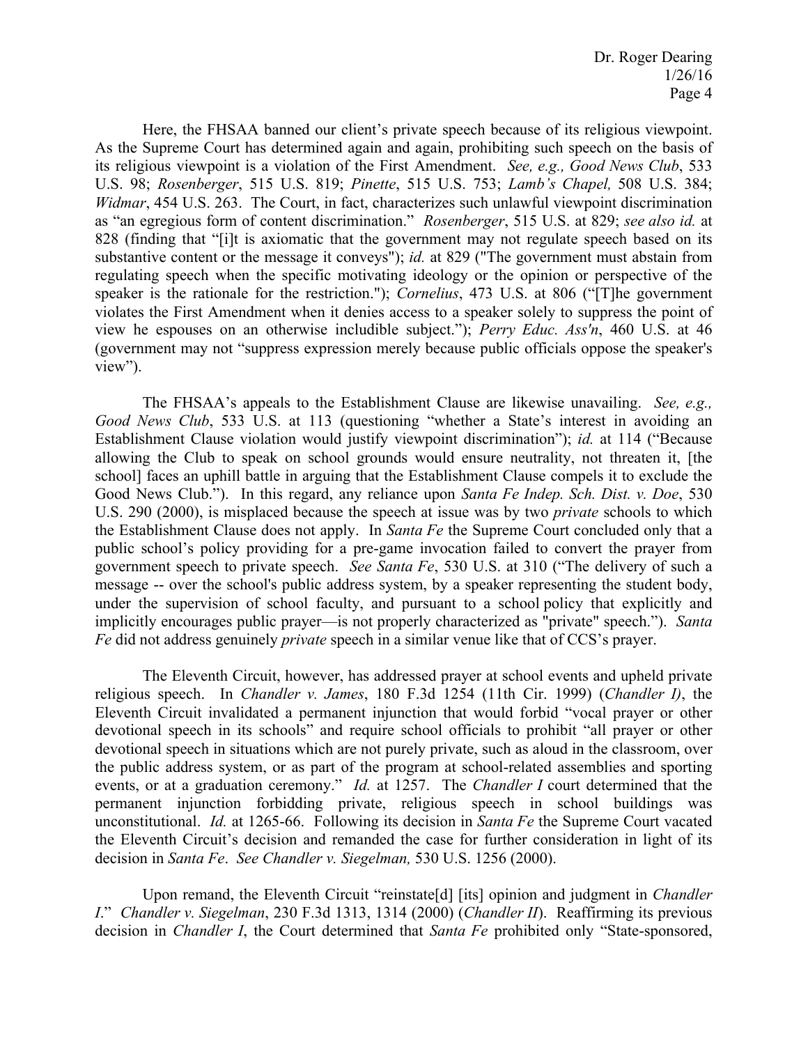Here, the FHSAA banned our client's private speech because of its religious viewpoint. As the Supreme Court has determined again and again, prohibiting such speech on the basis of its religious viewpoint is a violation of the First Amendment. *See, e.g., Good News Club*, 533 U.S. 98; *Rosenberger*, 515 U.S. 819; *Pinette*, 515 U.S. 753; *Lamb's Chapel,* 508 U.S. 384; *Widmar*, 454 U.S. 263. The Court, in fact, characterizes such unlawful viewpoint discrimination as "an egregious form of content discrimination." *Rosenberger*, 515 U.S. at 829; *see also id.* at 828 (finding that "[i]t is axiomatic that the government may not regulate speech based on its substantive content or the message it conveys"); *id.* at 829 ("The government must abstain from regulating speech when the specific motivating ideology or the opinion or perspective of the speaker is the rationale for the restriction."); *Cornelius*, 473 U.S. at 806 ("[T]he government violates the First Amendment when it denies access to a speaker solely to suppress the point of view he espouses on an otherwise includible subject."); *Perry Educ. Ass'n*, 460 U.S. at 46 (government may not "suppress expression merely because public officials oppose the speaker's view").

The FHSAA's appeals to the Establishment Clause are likewise unavailing. *See, e.g., Good News Club*, 533 U.S. at 113 (questioning "whether a State's interest in avoiding an Establishment Clause violation would justify viewpoint discrimination"); *id.* at 114 ("Because allowing the Club to speak on school grounds would ensure neutrality, not threaten it, [the school] faces an uphill battle in arguing that the Establishment Clause compels it to exclude the Good News Club."). In this regard, any reliance upon *Santa Fe Indep. Sch. Dist. v. Doe*, 530 U.S. 290 (2000), is misplaced because the speech at issue was by two *private* schools to which the Establishment Clause does not apply. In *Santa Fe* the Supreme Court concluded only that a public school's policy providing for a pre-game invocation failed to convert the prayer from government speech to private speech. *See Santa Fe*, 530 U.S. at 310 ("The delivery of such a message -- over the school's public address system, by a speaker representing the student body, under the supervision of school faculty, and pursuant to a school policy that explicitly and implicitly encourages public prayer—is not properly characterized as "private" speech."). *Santa Fe* did not address genuinely *private* speech in a similar venue like that of CCS's prayer.

The Eleventh Circuit, however, has addressed prayer at school events and upheld private religious speech. In *Chandler v. James*, 180 F.3d 1254 (11th Cir. 1999) (*Chandler I)*, the Eleventh Circuit invalidated a permanent injunction that would forbid "vocal prayer or other devotional speech in its schools" and require school officials to prohibit "all prayer or other devotional speech in situations which are not purely private, such as aloud in the classroom, over the public address system, or as part of the program at school-related assemblies and sporting events, or at a graduation ceremony." *Id.* at 1257. The *Chandler I* court determined that the permanent injunction forbidding private, religious speech in school buildings was unconstitutional. *Id.* at 1265-66. Following its decision in *Santa Fe* the Supreme Court vacated the Eleventh Circuit's decision and remanded the case for further consideration in light of its decision in *Santa Fe*. *See Chandler v. Siegelman,* 530 U.S. 1256 (2000).

Upon remand, the Eleventh Circuit "reinstate[d] [its] opinion and judgment in *Chandler I*." *Chandler v. Siegelman*, 230 F.3d 1313, 1314 (2000) (*Chandler II*). Reaffirming its previous decision in *Chandler I*, the Court determined that *Santa Fe* prohibited only "State-sponsored,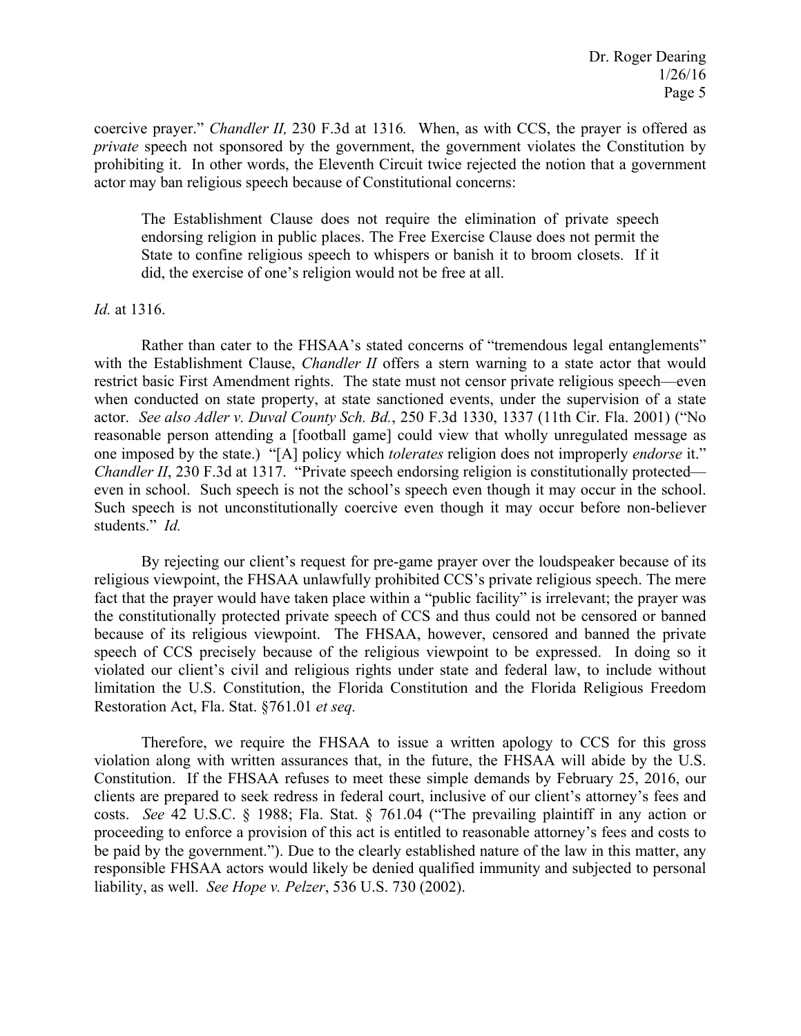coercive prayer." *Chandler II,* 230 F.3d at 1316. When, as with CCS, the prayer is offered as *private* speech not sponsored by the government, the government violates the Constitution by prohibiting it. In other words, the Eleventh Circuit twice rejected the notion that a government actor may ban religious speech because of Constitutional concerns:

> The Establishment Clause does not require the elimination of private speech endorsing religion in public places. The Free Exercise Clause does not permit the State to confine religious speech to whispers or banish it to broom closets. If it did, the exercise of one's religion would not be free at all.

*Id.* at 1316.

Rather than cater to the FHSAA's stated concerns of "tremendous legal entanglements" with the Establishment Clause, *Chandler II* offers a stern warning to a state actor that would restrict basic First Amendment rights. The state must not censor private religious speech—even when conducted on state property, at state sanctioned events, under the supervision of a state actor. *See also Adler v. Duval County Sch. Bd.*, 250 F.3d 1330, 1337 (11th Cir. Fla. 2001) ("No reasonable person attending a [football game] could view that wholly unregulated message as one imposed by the state.) "[A] policy which *tolerates* religion does not improperly *endorse* it." *Chandler II*, 230 F.3d at 1317. "Private speech endorsing religion is constitutionally protected—even in school. Such speech is not the school's speech even though it may occur in the school. Such speech is not unconstitutionally coercive even though it may occur before non-believer students." *Id.*

By rejecting our client's request for pre-game prayer over the loudspeaker because of its religious viewpoint, the FHSAA unlawfully prohibited CCS's private religious speech. The mere fact that the prayer would have taken place within a "public facility" is irrelevant; the prayer was the constitutionally protected private speech of CCS and thus could not be censored or banned because of its religious viewpoint. The FHSAA, however, censored and banned the private speech of CCS precisely because of the religious viewpoint to be expressed. In doing so it violated our client's civil and religious rights under state and federal law, to include without limitation the U.S. Constitution, the Florida Constitution and the Florida Religious Freedom Restoration Act, Fla. Stat. §761.01 *et seq.*

Therefore, we require the FHSAA to issue a written apology to CCS for this gross violation along with written assurances that, in the future, the FHSAA will abide by the U.S. Constitution. If the FHSAA refuses to meet these simple demands by February 25, 2016, our clients are prepared to seek redress in federal court, inclusive of our client's attorney's fees and costs. *See* 42 U.S.C. § 1988; Fla. Stat. § 761.04 ("The prevailing plaintiff in any action or proceeding to enforce a provision of this act is entitled to reasonable attorney's fees and costs to be paid by the government."). Due to the clearly established nature of the law in this matter, any responsible FHSAA actors would likely be denied qualified immunity and subjected to personal liability, as well. *See Hope v. Pelzer*, 536 U.S. 730 (2002).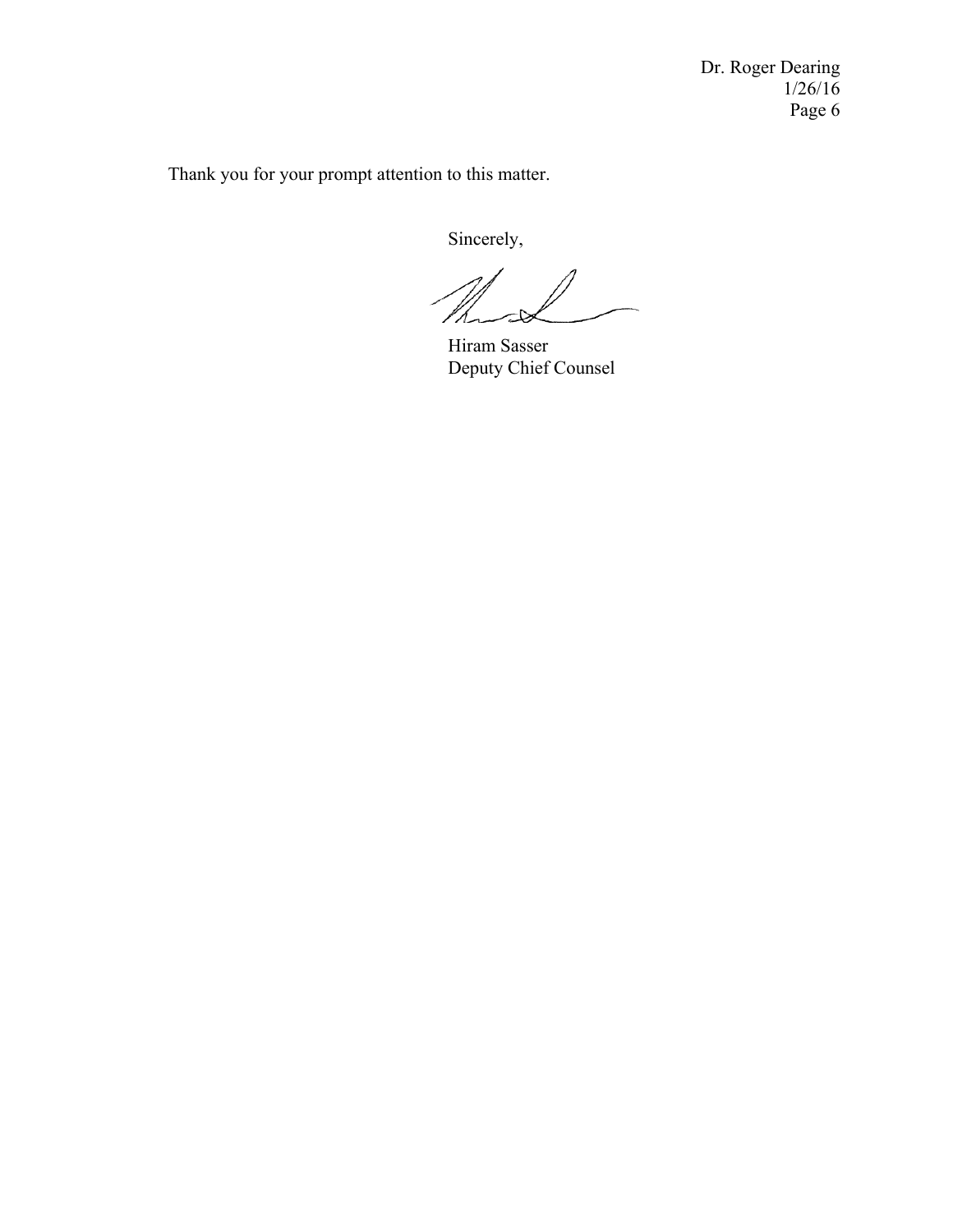Thank you for your prompt attention to this matter.

Sincerely,

Hiram Sasser
Deputy Chief Counsel